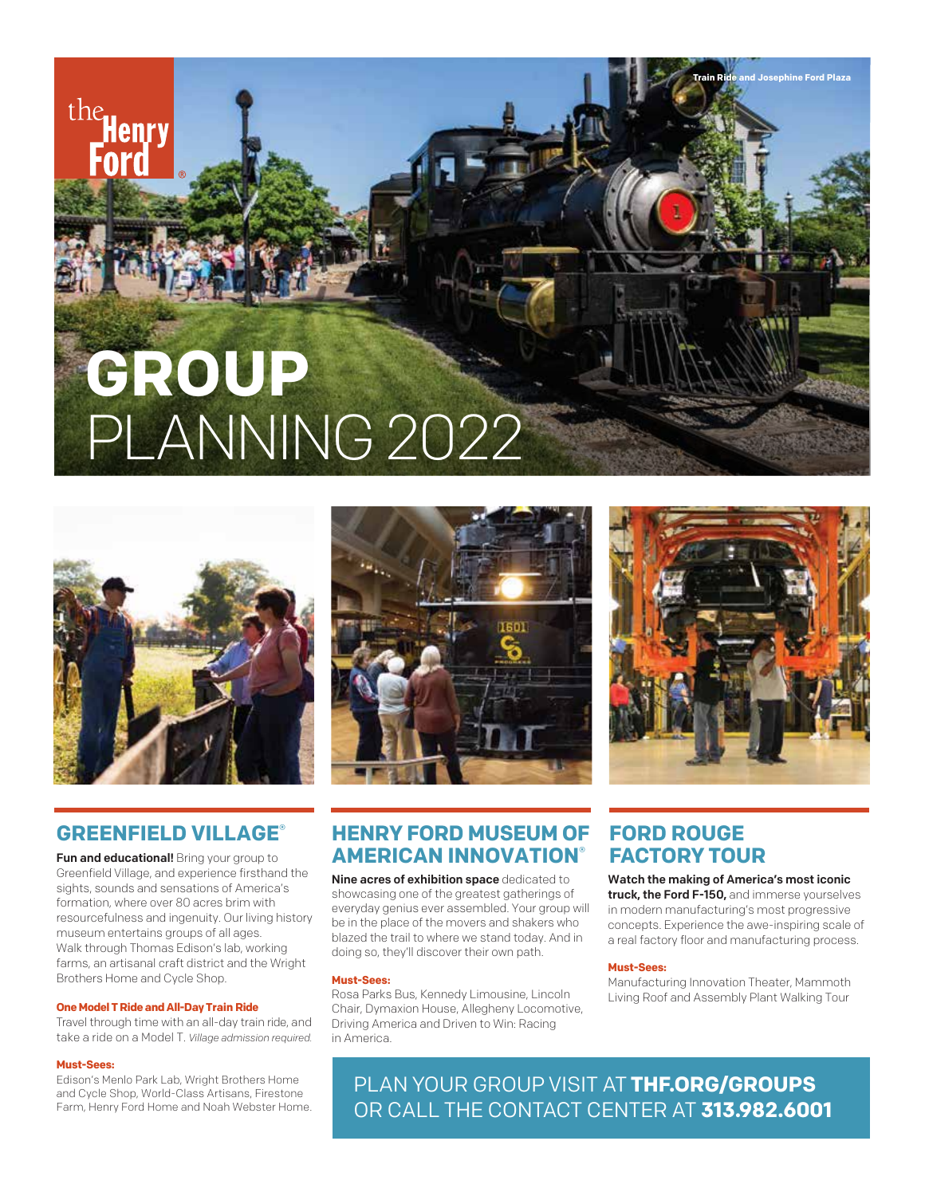the Henry Ford®

Train Ride and Josephine Ford Plaza

# GROUP PLANNING 2022

## GREENFIELD VILLAGE®

**Fun and educational!** Bring your group to Greenfield Village, and experience firsthand the sights, sounds and sensations of America's formation, where over 80 acres brim with resourcefulness and ingenuity. Our living history museum entertains groups of all ages. Walk through Thomas Edison's lab, working farms, an artisanal craft district and the Wright Brothers Home and Cycle Shop.

**One Model T Ride and All-Day Train Ride**

Travel through time with an all-day train ride, and take a ride on a Model T. *Village admission required.*

**Must-Sees:**

Edison's Menlo Park Lab, Wright Brothers Home and Cycle Shop, World-Class Artisans, Firestone Farm, Henry Ford Home and Noah Webster Home.

## HENRY FORD MUSEUM OF AMERICAN INNOVATION®

**Nine acres of exhibition space** dedicated to showcasing one of the greatest gatherings of everyday genius ever assembled. Your group will be in the place of the movers and shakers who blazed the trail to where we stand today. And in doing so, they'll discover their own path.

**Must-Sees:**

Rosa Parks Bus, Kennedy Limousine, Lincoln Chair, Dymaxion House, Allegheny Locomotive, Driving America and Driven to Win: Racing in America.

## FORD ROUGE FACTORY TOUR

**Watch the making of America's most iconic truck, the Ford F-150,** and immerse yourselves in modern manufacturing's most progressive concepts. Experience the awe-inspiring scale of a real factory floor and manufacturing process.

**Must-Sees:**

Manufacturing Innovation Theater, Mammoth Living Roof and Assembly Plant Walking Tour

PLAN YOUR GROUP VISIT AT **THF.ORG/GROUPS** OR CALL THE CONTACT CENTER AT **313.982.6001**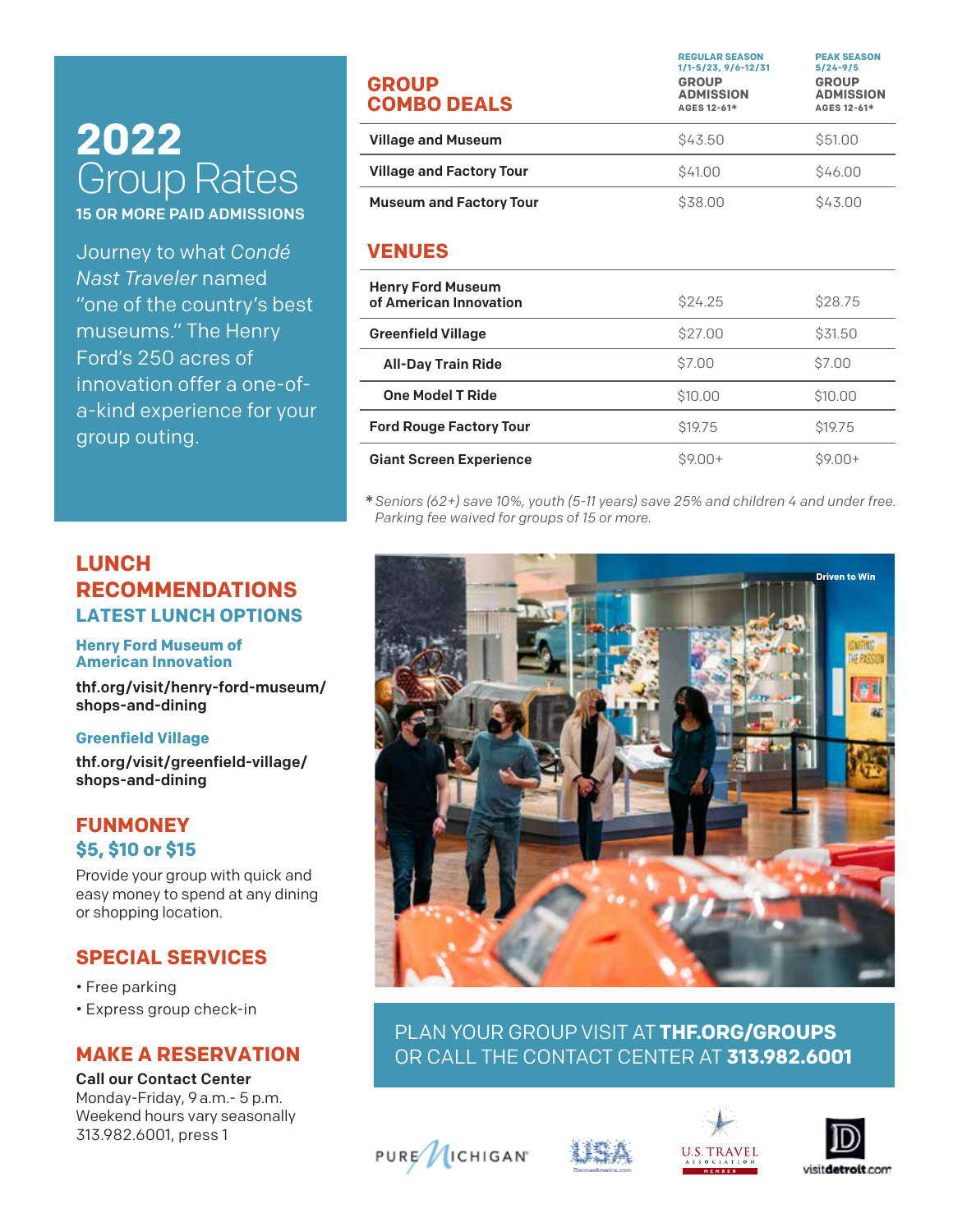# 2022 Group Rates

**15 OR MORE PAID ADMISSIONS**

Journey to what *Condé Nast Traveler* named "one of the country's best museums." The Henry Ford's 250 acres of innovation offer a one-of-a-kind experience for your group outing.

| GROUP COMBO DEALS | REGULAR SEASON 1/1-5/23, 9/6-12/31 GROUP ADMISSION AGES 12-61* | PEAK SEASON 5/24-9/5 GROUP ADMISSION AGES 12-61* |
|---|---|---|
| **Village and Museum** | $43.50 | $51.00 |
| **Village and Factory Tour** | $41.00 | $46.00 |
| **Museum and Factory Tour** | $38.00 | $43.00 |
| **VENUES** | | |
| **Henry Ford Museum of American Innovation** | $24.25 | $28.75 |
| **Greenfield Village** | $27.00 | $31.50 |
| **All-Day Train Ride** | $7.00 | $7.00 |
| **One Model T Ride** | $10.00 | $10.00 |
| **Ford Rouge Factory Tour** | $19.75 | $19.75 |
| **Giant Screen Experience** | $9.00+ | $9.00+ |

**\*** *Seniors (62+) save 10%, youth (5-11 years) save 25% and children 4 and under free. Parking fee waived for groups of 15 or more.*

## LUNCH RECOMMENDATIONS

### LATEST LUNCH OPTIONS

**Henry Ford Museum of American Innovation**

**thf.org/visit/henry-ford-museum/shops-and-dining**

**Greenfield Village**

**thf.org/visit/greenfield-village/shops-and-dining**

## FUNMONEY

### $5, $10 or $15

Provide your group with quick and easy money to spend at any dining or shopping location.

## SPECIAL SERVICES

- Free parking
- Express group check-in

## MAKE A RESERVATION

**Call our Contact Center**
Monday-Friday, 9 a.m.- 5 p.m.
Weekend hours vary seasonally
313.982.6001, press 1

Driven to Win

PLAN YOUR GROUP VISIT AT **THF.ORG/GROUPS**
OR CALL THE CONTACT CENTER AT **313.982.6001**

PURE MICHIGAN · USA · U.S. TRAVEL ASSOCIATION MEMBER · visitdetroit.com